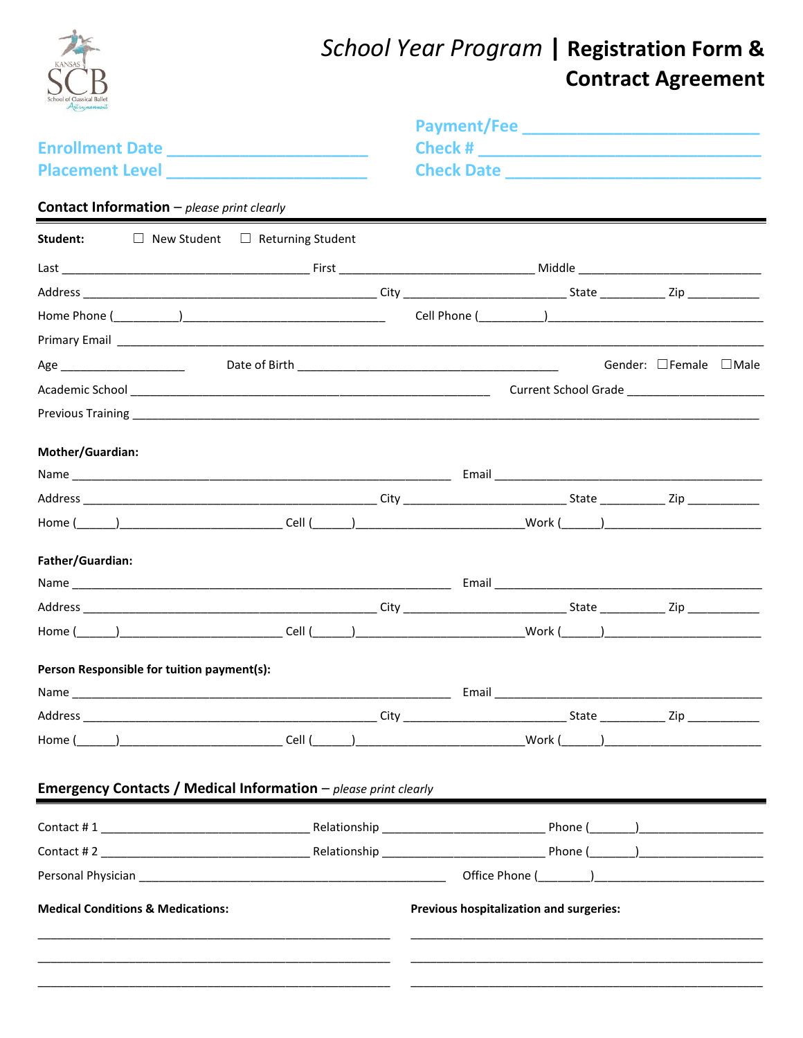# School Year Program | Registration Form & Contract Agreement

Enrollment Date ______________________
Placement Level ______________________

Payment/Fee ________________________
Check # ____________________________
Check Date __________________________

## Contact Information – *please print clearly*

**Student:** ☐ New Student ☐ Returning Student

Last ____________________________________ First ______________________________ Middle ____________________________

Address ________________________________________________ City __________________________ State __________ Zip ___________

Home Phone (__________)______________________________ Cell Phone (__________)_________________________________

Primary Email _______________________________________________________________________________________________

Age ___________________ Date of Birth ________________________________________ Gender: ☐Female ☐Male

Academic School _________________________________________________________ Current School Grade _____________________

Previous Training ______________________________________________________________________________________________

**Mother/Guardian:**

Name ______________________________________________________________ Email ____________________________________________

Address ________________________________________________ City __________________________ State __________ Zip ___________

Home (______)________________________ Cell (______)________________________Work (______)_______________________

**Father/Guardian:**

Name ______________________________________________________________ Email ____________________________________________

Address ________________________________________________ City __________________________ State __________ Zip ___________

Home (______)________________________ Cell (______)________________________Work (______)_______________________

**Person Responsible for tuition payment(s):**

Name ______________________________________________________________ Email ____________________________________________

Address ________________________________________________ City __________________________ State __________ Zip ___________

Home (______)________________________ Cell (______)________________________Work (______)_______________________

## Emergency Contacts / Medical Information – *please print clearly*

Contact # 1 _________________________________ Relationship _________________________ Phone (_______)___________________

Contact # 2 _________________________________ Relationship _________________________ Phone (_______)___________________

Personal Physician ________________________________________________ Office Phone (________)__________________________

**Medical Conditions & Medications:**

______________________________________________________

______________________________________________________

______________________________________________________

**Previous hospitalization and surgeries:**

______________________________________________________

______________________________________________________

______________________________________________________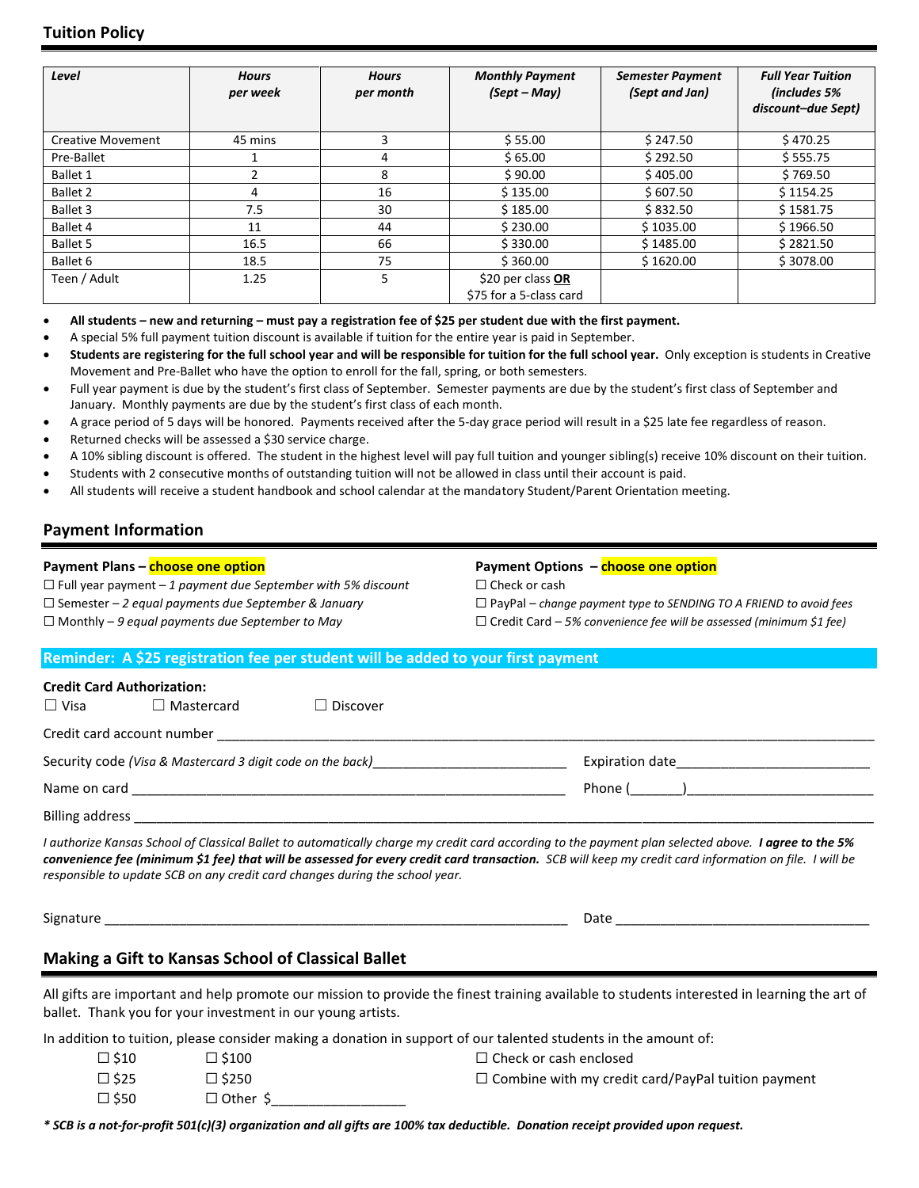## Tuition Policy

| *Level* | *Hours per week* | *Hours per month* | *Monthly Payment (Sept – May)* | *Semester Payment (Sept and Jan)* | *Full Year Tuition (includes 5% discount–due Sept)* |
|---|---|---|---|---|---|
| Creative Movement | 45 mins | 3 | $ 55.00 | $ 247.50 | $ 470.25 |
| Pre-Ballet | 1 | 4 | $ 65.00 | $ 292.50 | $ 555.75 |
| Ballet 1 | 2 | 8 | $ 90.00 | $ 405.00 | $ 769.50 |
| Ballet 2 | 4 | 16 | $ 135.00 | $ 607.50 | $ 1154.25 |
| Ballet 3 | 7.5 | 30 | $ 185.00 | $ 832.50 | $ 1581.75 |
| Ballet 4 | 11 | 44 | $ 230.00 | $ 1035.00 | $ 1966.50 |
| Ballet 5 | 16.5 | 66 | $ 330.00 | $ 1485.00 | $ 2821.50 |
| Ballet 6 | 18.5 | 75 | $ 360.00 | $ 1620.00 | $ 3078.00 |
| Teen / Adult | 1.25 | 5 | $20 per class **OR** $75 for a 5-class card | | |

- **All students – new and returning – must pay a registration fee of $25 per student due with the first payment.**
- A special 5% full payment tuition discount is available if tuition for the entire year is paid in September.
- **Students are registering for the full school year and will be responsible for tuition for the full school year.** Only exception is students in Creative Movement and Pre-Ballet who have the option to enroll for the fall, spring, or both semesters.
- Full year payment is due by the student's first class of September. Semester payments are due by the student's first class of September and January. Monthly payments are due by the student's first class of each month.
- A grace period of 5 days will be honored. Payments received after the 5-day grace period will result in a $25 late fee regardless of reason.
- Returned checks will be assessed a $30 service charge.
- A 10% sibling discount is offered. The student in the highest level will pay full tuition and younger sibling(s) receive 10% discount on their tuition.
- Students with 2 consecutive months of outstanding tuition will not be allowed in class until their account is paid.
- All students will receive a student handbook and school calendar at the mandatory Student/Parent Orientation meeting.

## Payment Information

**Payment Plans – choose one option**

☐ Full year payment – *1 payment due September with 5% discount*
☐ Semester – *2 equal payments due September & January*
☐ Monthly – *9 equal payments due September to May*

**Payment Options – choose one option**

☐ Check or cash
☐ PayPal – *change payment type to SENDING TO A FRIEND to avoid fees*
☐ Credit Card – *5% convenience fee will be assessed (minimum $1 fee)*

**Reminder: A $25 registration fee per student will be added to your first payment**

**Credit Card Authorization:**

☐ Visa ☐ Mastercard ☐ Discover

Credit card account number ____________________________________________

Security code *(Visa & Mastercard 3 digit code on the back)*__________________ Expiration date__________________

Name on card ________________________________________ Phone (_______)__________________

Billing address ____________________________________________

*I authorize Kansas School of Classical Ballet to automatically charge my credit card according to the payment plan selected above.* ***I agree to the 5% convenience fee (minimum $1 fee) that will be assessed for every credit card transaction.*** *SCB will keep my credit card information on file. I will be responsible to update SCB on any credit card changes during the school year.*

Signature ________________________________________ Date ______________________

## Making a Gift to Kansas School of Classical Ballet

All gifts are important and help promote our mission to provide the finest training available to students interested in learning the art of ballet. Thank you for your investment in our young artists.

In addition to tuition, please consider making a donation in support of our talented students in the amount of:

☐ $10 ☐ $100 ☐ Check or cash enclosed
☐ $25 ☐ $250 ☐ Combine with my credit card/PayPal tuition payment
☐ $50 ☐ Other $_________________

***\* SCB is a not-for-profit 501(c)(3) organization and all gifts are 100% tax deductible. Donation receipt provided upon request.***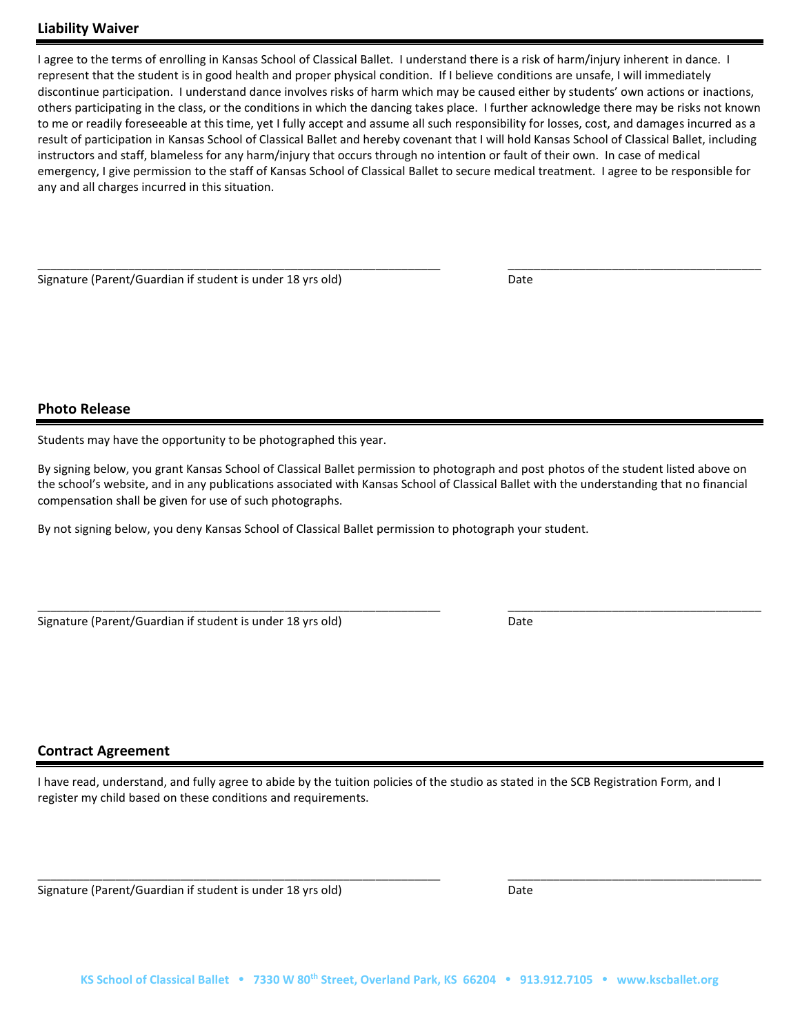## Liability Waiver

I agree to the terms of enrolling in Kansas School of Classical Ballet. I understand there is a risk of harm/injury inherent in dance. I represent that the student is in good health and proper physical condition. If I believe conditions are unsafe, I will immediately discontinue participation. I understand dance involves risks of harm which may be caused either by students' own actions or inactions, others participating in the class, or the conditions in which the dancing takes place. I further acknowledge there may be risks not known to me or readily foreseeable at this time, yet I fully accept and assume all such responsibility for losses, cost, and damages incurred as a result of participation in Kansas School of Classical Ballet and hereby covenant that I will hold Kansas School of Classical Ballet, including instructors and staff, blameless for any harm/injury that occurs through no intention or fault of their own. In case of medical emergency, I give permission to the staff of Kansas School of Classical Ballet to secure medical treatment. I agree to be responsible for any and all charges incurred in this situation.

_______________________________________________ _______________________________

Signature (Parent/Guardian if student is under 18 yrs old) Date

## Photo Release

Students may have the opportunity to be photographed this year.

By signing below, you grant Kansas School of Classical Ballet permission to photograph and post photos of the student listed above on the school's website, and in any publications associated with Kansas School of Classical Ballet with the understanding that no financial compensation shall be given for use of such photographs.

By not signing below, you deny Kansas School of Classical Ballet permission to photograph your student.

_______________________________________________ _______________________________

Signature (Parent/Guardian if student is under 18 yrs old) Date

## Contract Agreement

I have read, understand, and fully agree to abide by the tuition policies of the studio as stated in the SCB Registration Form, and I register my child based on these conditions and requirements.

_______________________________________________ _______________________________

Signature (Parent/Guardian if student is under 18 yrs old) Date

**KS School of Classical Ballet • 7330 W 80th Street, Overland Park, KS 66204 • 913.912.7105 • www.kscballet.org**